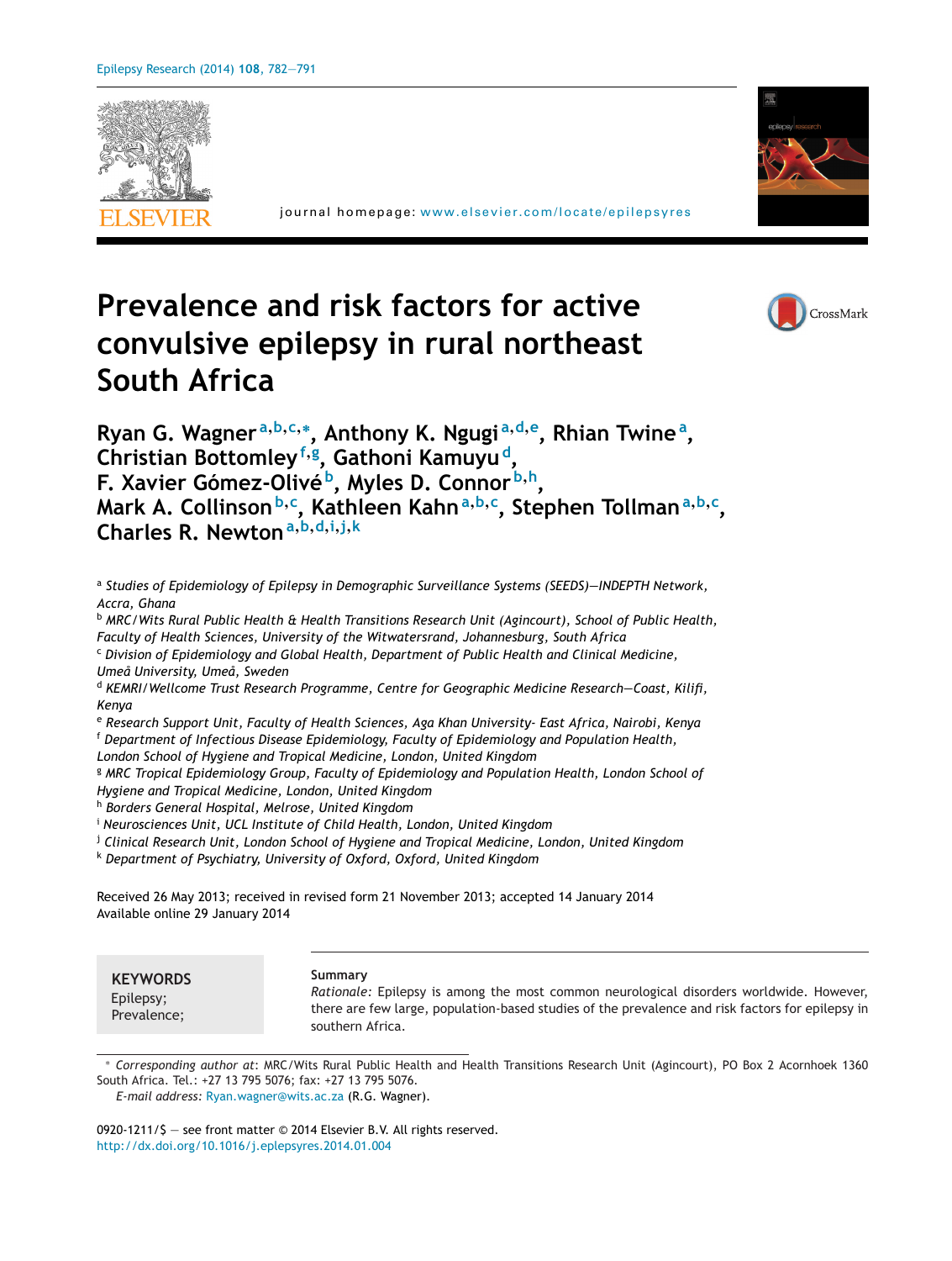# Prevalence and risk factors for active convulsive epilepsy in rural northeast South Africa

**Ryan G. Wagner**[a,b,c,*], **Anthony K. Ngugi**[a,d,e], **Rhian Twine**[a], **Christian Bottomley**[f,g], **Gathoni Kamuyu**[d], **F. Xavier Gómez-Olivé**[b], **Myles D. Connor**[b,h], **Mark A. Collinson**[b,c], **Kathleen Kahn**[a,b,c], **Stephen Tollman**[a,b,c], **Charles R. Newton**[a,b,d,i,j,k]

[a] *Studies of Epidemiology of Epilepsy in Demographic Surveillance Systems (SEEDS)—INDEPTH Network, Accra, Ghana*
[b] *MRC/Wits Rural Public Health & Health Transitions Research Unit (Agincourt), School of Public Health, Faculty of Health Sciences, University of the Witwatersrand, Johannesburg, South Africa*
[c] *Division of Epidemiology and Global Health, Department of Public Health and Clinical Medicine, Umeå University, Umeå, Sweden*
[d] *KEMRI/Wellcome Trust Research Programme, Centre for Geographic Medicine Research—Coast, Kilifi, Kenya*
[e] *Research Support Unit, Faculty of Health Sciences, Aga Khan University- East Africa, Nairobi, Kenya*
[f] *Department of Infectious Disease Epidemiology, Faculty of Epidemiology and Population Health, London School of Hygiene and Tropical Medicine, London, United Kingdom*
[g] *MRC Tropical Epidemiology Group, Faculty of Epidemiology and Population Health, London School of Hygiene and Tropical Medicine, London, United Kingdom*
[h] *Borders General Hospital, Melrose, United Kingdom*
[i] *Neurosciences Unit, UCL Institute of Child Health, London, United Kingdom*
[j] *Clinical Research Unit, London School of Hygiene and Tropical Medicine, London, United Kingdom*
[k] *Department of Psychiatry, University of Oxford, Oxford, United Kingdom*

Received 26 May 2013; received in revised form 21 November 2013; accepted 14 January 2014
Available online 29 January 2014

**KEYWORDS**
Epilepsy;
Prevalence;

**Summary**

*Rationale:* Epilepsy is among the most common neurological disorders worldwide. However, there are few large, population-based studies of the prevalence and risk factors for epilepsy in southern Africa.

\* *Corresponding author at*: MRC/Wits Rural Public Health and Health Transitions Research Unit (Agincourt), PO Box 2 Acornhoek 1360 South Africa. Tel.: +27 13 795 5076; fax: +27 13 795 5076.
*E-mail address:* Ryan.wagner@wits.ac.za (R.G. Wagner).

0920-1211/$ — see front matter © 2014 Elsevier B.V. All rights reserved.
http://dx.doi.org/10.1016/j.eplepsyres.2014.01.004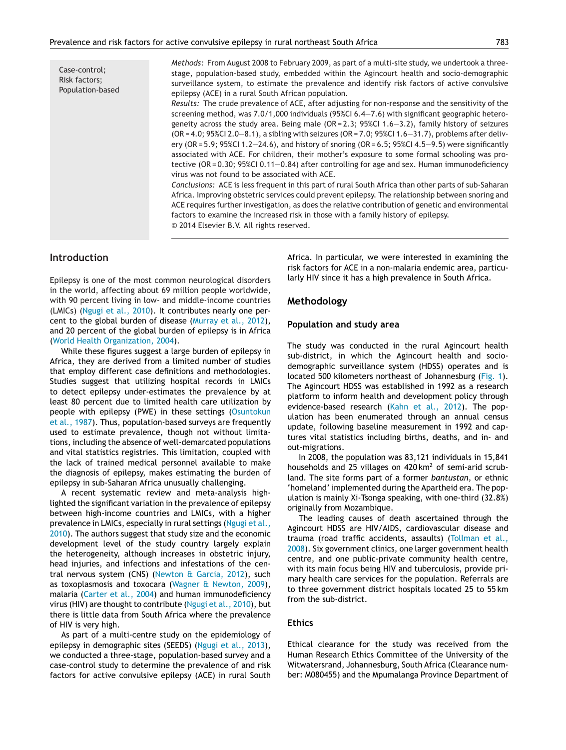Case-control;
Risk factors;
Population-based

*Methods:* From August 2008 to February 2009, as part of a multi-site study, we undertook a three-stage, population-based study, embedded within the Agincourt health and socio-demographic surveillance system, to estimate the prevalence and identify risk factors of active convulsive epilepsy (ACE) in a rural South African population.

*Results:* The crude prevalence of ACE, after adjusting for non-response and the sensitivity of the screening method, was 7.0/1,000 individuals (95%CI 6.4—7.6) with significant geographic heterogeneity across the study area. Being male (OR = 2.3; 95%CI 1.6—3.2), family history of seizures (OR = 4.0; 95%CI 2.0—8.1), a sibling with seizures (OR = 7.0; 95%CI 1.6—31.7), problems after delivery (OR = 5.9; 95%CI 1.2—24.6), and history of snoring (OR = 6.5; 95%CI 4.5—9.5) were significantly associated with ACE. For children, their mother's exposure to some formal schooling was protective (OR = 0.30; 95%CI 0.11—0.84) after controlling for age and sex. Human immunodeficiency virus was not found to be associated with ACE.

*Conclusions:* ACE is less frequent in this part of rural South Africa than other parts of sub-Saharan Africa. Improving obstetric services could prevent epilepsy. The relationship between snoring and ACE requires further investigation, as does the relative contribution of genetic and environmental factors to examine the increased risk in those with a family history of epilepsy.

© 2014 Elsevier B.V. All rights reserved.

## Introduction

Epilepsy is one of the most common neurological disorders in the world, affecting about 69 million people worldwide, with 90 percent living in low- and middle-income countries (LMICs) (Ngugi et al., 2010). It contributes nearly one percent to the global burden of disease (Murray et al., 2012), and 20 percent of the global burden of epilepsy is in Africa (World Health Organization, 2004).

While these figures suggest a large burden of epilepsy in Africa, they are derived from a limited number of studies that employ different case definitions and methodologies. Studies suggest that utilizing hospital records in LMICs to detect epilepsy under-estimates the prevalence by at least 80 percent due to limited health care utilization by people with epilepsy (PWE) in these settings (Osuntokun et al., 1987). Thus, population-based surveys are frequently used to estimate prevalence, though not without limitations, including the absence of well-demarcated populations and vital statistics registries. This limitation, coupled with the lack of trained medical personnel available to make the diagnosis of epilepsy, makes estimating the burden of epilepsy in sub-Saharan Africa unusually challenging.

A recent systematic review and meta-analysis highlighted the significant variation in the prevalence of epilepsy between high-income countries and LMICs, with a higher prevalence in LMICs, especially in rural settings (Ngugi et al., 2010). The authors suggest that study size and the economic development level of the study country largely explain the heterogeneity, although increases in obstetric injury, head injuries, and infections and infestations of the central nervous system (CNS) (Newton & Garcia, 2012), such as toxoplasmosis and toxocara (Wagner & Newton, 2009), malaria (Carter et al., 2004) and human immunodeficiency virus (HIV) are thought to contribute (Ngugi et al., 2010), but there is little data from South Africa where the prevalence of HIV is very high.

As part of a multi-centre study on the epidemiology of epilepsy in demographic sites (SEEDS) (Ngugi et al., 2013), we conducted a three-stage, population-based survey and a case-control study to determine the prevalence of and risk factors for active convulsive epilepsy (ACE) in rural South Africa. In particular, we were interested in examining the risk factors for ACE in a non-malaria endemic area, particularly HIV since it has a high prevalence in South Africa.

## Methodology

### Population and study area

The study was conducted in the rural Agincourt health sub-district, in which the Agincourt health and socio-demographic surveillance system (HDSS) operates and is located 500 kilometers northeast of Johannesburg (Fig. 1). The Agincourt HDSS was established in 1992 as a research platform to inform health and development policy through evidence-based research (Kahn et al., 2012). The population has been enumerated through an annual census update, following baseline measurement in 1992 and captures vital statistics including births, deaths, and in- and out-migrations.

In 2008, the population was 83,121 individuals in 15,841 households and 25 villages on 420 km$^2$ of semi-arid scrubland. The site forms part of a former *bantustan*, or ethnic 'homeland' implemented during the Apartheid era. The population is mainly Xi-Tsonga speaking, with one-third (32.8%) originally from Mozambique.

The leading causes of death ascertained through the Agincourt HDSS are HIV/AIDS, cardiovascular disease and trauma (road traffic accidents, assaults) (Tollman et al., 2008). Six government clinics, one larger government health centre, and one public-private community health centre, with its main focus being HIV and tuberculosis, provide primary health care services for the population. Referrals are to three government district hospitals located 25 to 55 km from the sub-district.

### Ethics

Ethical clearance for the study was received from the Human Research Ethics Committee of the University of the Witwatersrand, Johannesburg, South Africa (Clearance number: M080455) and the Mpumalanga Province Department of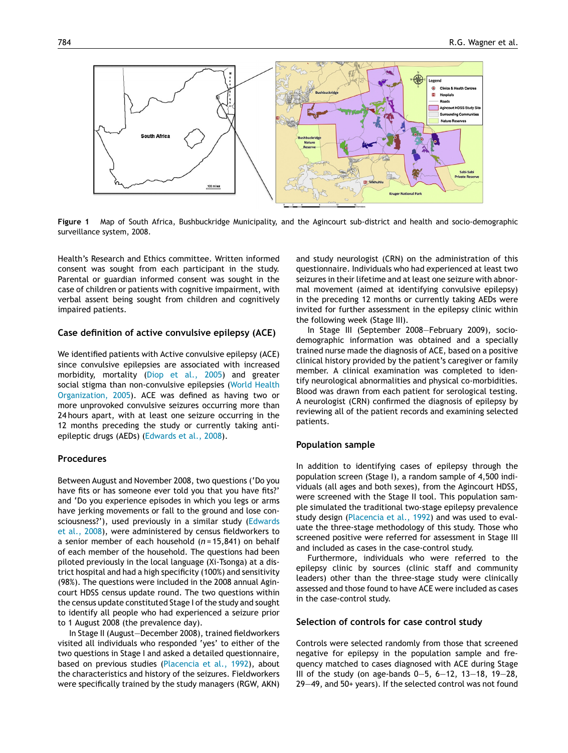**Figure 1** Map of South Africa, Bushbuckridge Municipality, and the Agincourt sub-district and health and socio-demographic surveillance system, 2008.

Health's Research and Ethics committee. Written informed consent was sought from each participant in the study. Parental or guardian informed consent was sought in the case of children or patients with cognitive impairment, with verbal assent being sought from children and cognitively impaired patients.

## Case definition of active convulsive epilepsy (ACE)

We identified patients with Active convulsive epilepsy (ACE) since convulsive epilepsies are associated with increased morbidity, mortality (Diop et al., 2005) and greater social stigma than non-convulsive epilepsies (World Health Organization, 2005). ACE was defined as having two or more unprovoked convulsive seizures occurring more than 24 hours apart, with at least one seizure occurring in the 12 months preceding the study or currently taking anti-epileptic drugs (AEDs) (Edwards et al., 2008).

## Procedures

Between August and November 2008, two questions ('Do you have fits or has someone ever told you that you have fits?' and 'Do you experience episodes in which you legs or arms have jerking movements or fall to the ground and lose consciousness?'), used previously in a similar study (Edwards et al., 2008), were administered by census fieldworkers to a senior member of each household ($n$ = 15,841) on behalf of each member of the household. The questions had been piloted previously in the local language (Xi-Tsonga) at a district hospital and had a high specificity (100%) and sensitivity (98%). The questions were included in the 2008 annual Agincourt HDSS census update round. The two questions within the census update constituted Stage I of the study and sought to identify all people who had experienced a seizure prior to 1 August 2008 (the prevalence day).

In Stage II (August—December 2008), trained fieldworkers visited all individuals who responded 'yes' to either of the two questions in Stage I and asked a detailed questionnaire, based on previous studies (Placencia et al., 1992), about the characteristics and history of the seizures. Fieldworkers were specifically trained by the study managers (RGW, AKN) and study neurologist (CRN) on the administration of this questionnaire. Individuals who had experienced at least two seizures in their lifetime and at least one seizure with abnormal movement (aimed at identifying convulsive epilepsy) in the preceding 12 months or currently taking AEDs were invited for further assessment in the epilepsy clinic within the following week (Stage III).

In Stage III (September 2008—February 2009), socio-demographic information was obtained and a specially trained nurse made the diagnosis of ACE, based on a positive clinical history provided by the patient's caregiver or family member. A clinical examination was completed to identify neurological abnormalities and physical co-morbidities. Blood was drawn from each patient for serological testing. A neurologist (CRN) confirmed the diagnosis of epilepsy by reviewing all of the patient records and examining selected patients.

## Population sample

In addition to identifying cases of epilepsy through the population screen (Stage I), a random sample of 4,500 individuals (all ages and both sexes), from the Agincourt HDSS, were screened with the Stage II tool. This population sample simulated the traditional two-stage epilepsy prevalence study design (Placencia et al., 1992) and was used to evaluate the three-stage methodology of this study. Those who screened positive were referred for assessment in Stage III and included as cases in the case-control study.

Furthermore, individuals who were referred to the epilepsy clinic by sources (clinic staff and community leaders) other than the three-stage study were clinically assessed and those found to have ACE were included as cases in the case-control study.

## Selection of controls for case control study

Controls were selected randomly from those that screened negative for epilepsy in the population sample and frequency matched to cases diagnosed with ACE during Stage III of the study (on age-bands 0—5, 6—12, 13—18, 19—28, 29—49, and 50+ years). If the selected control was not found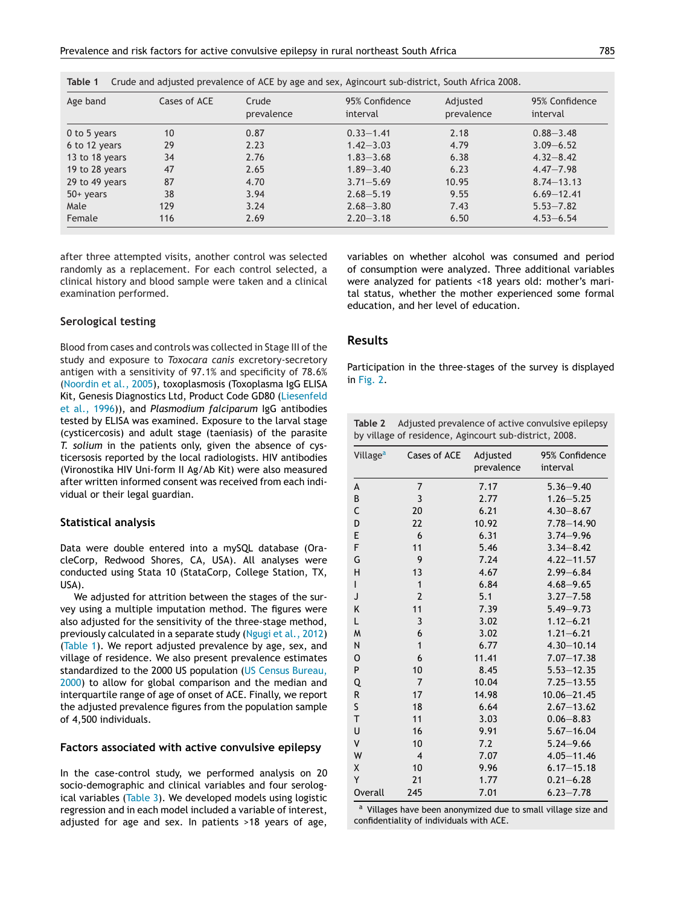**Table 1** Crude and adjusted prevalence of ACE by age and sex, Agincourt sub-district, South Africa 2008.

| Age band | Cases of ACE | Crude prevalence | 95% Confidence interval | Adjusted prevalence | 95% Confidence interval |
|---|---|---|---|---|---|
| 0 to 5 years | 10 | 0.87 | 0.33–1.41 | 2.18 | 0.88–3.48 |
| 6 to 12 years | 29 | 2.23 | 1.42–3.03 | 4.79 | 3.09–6.52 |
| 13 to 18 years | 34 | 2.76 | 1.83–3.68 | 6.38 | 4.32–8.42 |
| 19 to 28 years | 47 | 2.65 | 1.89–3.40 | 6.23 | 4.47–7.98 |
| 29 to 49 years | 87 | 4.70 | 3.71–5.69 | 10.95 | 8.74–13.13 |
| 50+ years | 38 | 3.94 | 2.68–5.19 | 9.55 | 6.69–12.41 |
| Male | 129 | 3.24 | 2.68–3.80 | 7.43 | 5.53–7.82 |
| Female | 116 | 2.69 | 2.20–3.18 | 6.50 | 4.53–6.54 |

after three attempted visits, another control was selected randomly as a replacement. For each control selected, a clinical history and blood sample were taken and a clinical examination performed.

### Serological testing

Blood from cases and controls was collected in Stage III of the study and exposure to *Toxocara canis* excretory-secretory antigen with a sensitivity of 97.1% and specificity of 78.6% (Noordin et al., 2005), toxoplasmosis (Toxoplasma IgG ELISA Kit, Genesis Diagnostics Ltd, Product Code GD80 (Liesenfeld et al., 1996)), and *Plasmodium falciparum* IgG antibodies tested by ELISA was examined. Exposure to the larval stage (cysticercosis) and adult stage (taeniasis) of the parasite *T. solium* in the patients only, given the absence of cysticersosis reported by the local radiologists. HIV antibodies (Vironostika HIV Uni-form II Ag/Ab Kit) were also measured after written informed consent was received from each individual or their legal guardian.

### Statistical analysis

Data were double entered into a mySQL database (OracleCorp, Redwood Shores, CA, USA). All analyses were conducted using Stata 10 (StataCorp, College Station, TX, USA).

We adjusted for attrition between the stages of the survey using a multiple imputation method. The figures were also adjusted for the sensitivity of the three-stage method, previously calculated in a separate study (Ngugi et al., 2012) (Table 1). We report adjusted prevalence by age, sex, and village of residence. We also present prevalence estimates standardized to the 2000 US population (US Census Bureau, 2000) to allow for global comparison and the median and interquartile range of age of onset of ACE. Finally, we report the adjusted prevalence figures from the population sample of 4,500 individuals.

### Factors associated with active convulsive epilepsy

In the case-control study, we performed analysis on 20 socio-demographic and clinical variables and four serological variables (Table 3). We developed models using logistic regression and in each model included a variable of interest, adjusted for age and sex. In patients >18 years of age, variables on whether alcohol was consumed and period of consumption were analyzed. Three additional variables were analyzed for patients <18 years old: mother's marital status, whether the mother experienced some formal education, and her level of education.

## Results

Participation in the three-stages of the survey is displayed in Fig. 2.

**Table 2** Adjusted prevalence of active convulsive epilepsy by village of residence, Agincourt sub-district, 2008.

| Village[a] | Cases of ACE | Adjusted prevalence | 95% Confidence interval |
|---|---|---|---|
| A | 7 | 7.17 | 5.36–9.40 |
| B | 3 | 2.77 | 1.26–5.25 |
| C | 20 | 6.21 | 4.30–8.67 |
| D | 22 | 10.92 | 7.78–14.90 |
| E | 6 | 6.31 | 3.74–9.96 |
| F | 11 | 5.46 | 3.34–8.42 |
| G | 9 | 7.24 | 4.22–11.57 |
| H | 13 | 4.67 | 2.99–6.84 |
| I | 1 | 6.84 | 4.68–9.65 |
| J | 2 | 5.1 | 3.27–7.58 |
| K | 11 | 7.39 | 5.49–9.73 |
| L | 3 | 3.02 | 1.12–6.21 |
| M | 6 | 3.02 | 1.21–6.21 |
| N | 1 | 6.77 | 4.30–10.14 |
| O | 6 | 11.41 | 7.07–17.38 |
| P | 10 | 8.45 | 5.53–12.35 |
| Q | 7 | 10.04 | 7.25–13.55 |
| R | 17 | 14.98 | 10.06–21.45 |
| S | 18 | 6.64 | 2.67–13.62 |
| T | 11 | 3.03 | 0.06–8.83 |
| U | 16 | 9.91 | 5.67–16.04 |
| V | 10 | 7.2 | 5.24–9.66 |
| W | 4 | 7.07 | 4.05–11.46 |
| X | 10 | 9.96 | 6.17–15.18 |
| Y | 21 | 1.77 | 0.21–6.28 |
| Overall | 245 | 7.01 | 6.23–7.78 |

[a] Villages have been anonymized due to small village size and confidentiality of individuals with ACE.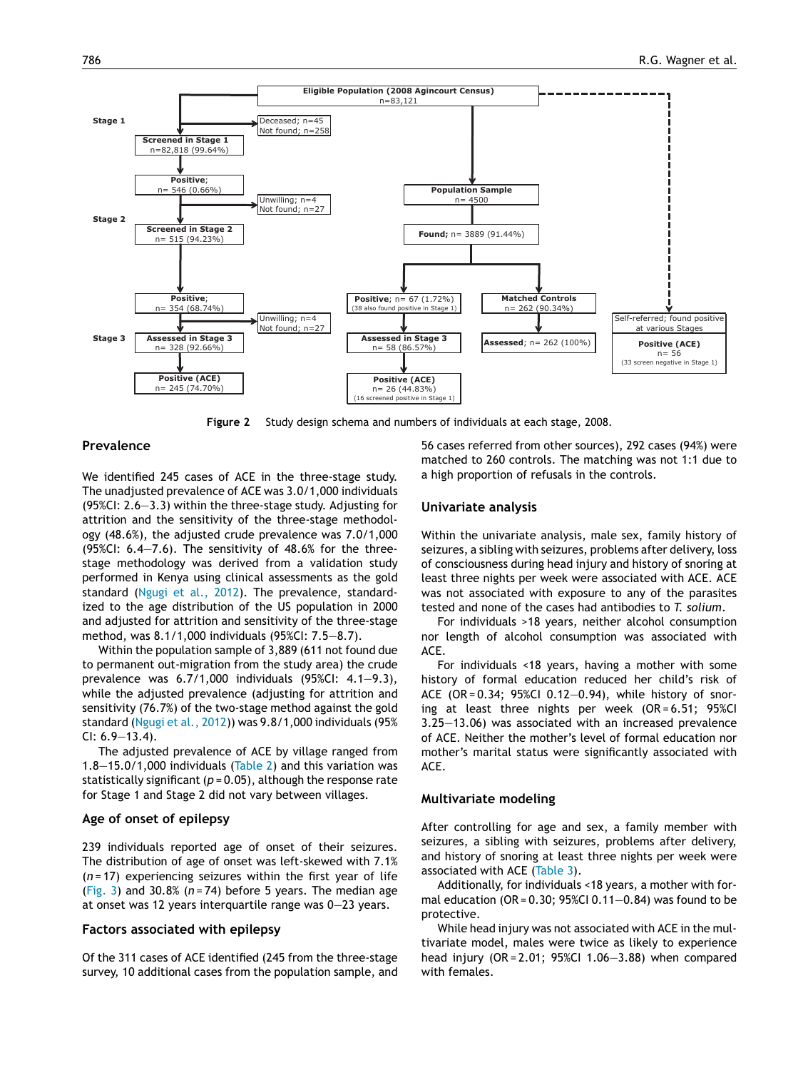Figure 2 Study design schema and numbers of individuals at each stage, 2008.

## Prevalence

We identified 245 cases of ACE in the three-stage study. The unadjusted prevalence of ACE was 3.0/1,000 individuals (95%CI: 2.6—3.3) within the three-stage study. Adjusting for attrition and the sensitivity of the three-stage methodology (48.6%), the adjusted crude prevalence was 7.0/1,000 (95%CI: 6.4—7.6). The sensitivity of 48.6% for the three-stage methodology was derived from a validation study performed in Kenya using clinical assessments as the gold standard (Ngugi et al., 2012). The prevalence, standardized to the age distribution of the US population in 2000 and adjusted for attrition and sensitivity of the three-stage method, was 8.1/1,000 individuals (95%CI: 7.5—8.7).

Within the population sample of 3,889 (611 not found due to permanent out-migration from the study area) the crude prevalence was 6.7/1,000 individuals (95%CI: 4.1—9.3), while the adjusted prevalence (adjusting for attrition and sensitivity (76.7%) of the two-stage method against the gold standard (Ngugi et al., 2012)) was 9.8/1,000 individuals (95% CI: 6.9—13.4).

The adjusted prevalence of ACE by village ranged from 1.8—15.0/1,000 individuals (Table 2) and this variation was statistically significant ($p = 0.05$), although the response rate for Stage 1 and Stage 2 did not vary between villages.

## Age of onset of epilepsy

239 individuals reported age of onset of their seizures. The distribution of age of onset was left-skewed with 7.1% ($n = 17$) experiencing seizures within the first year of life (Fig. 3) and 30.8% ($n = 74$) before 5 years. The median age at onset was 12 years interquartile range was 0—23 years.

## Factors associated with epilepsy

Of the 311 cases of ACE identified (245 from the three-stage survey, 10 additional cases from the population sample, and 56 cases referred from other sources), 292 cases (94%) were matched to 260 controls. The matching was not 1:1 due to a high proportion of refusals in the controls.

## Univariate analysis

Within the univariate analysis, male sex, family history of seizures, a sibling with seizures, problems after delivery, loss of consciousness during head injury and history of snoring at least three nights per week were associated with ACE. ACE was not associated with exposure to any of the parasites tested and none of the cases had antibodies to *T. solium*.

For individuals >18 years, neither alcohol consumption nor length of alcohol consumption was associated with ACE.

For individuals <18 years, having a mother with some history of formal education reduced her child's risk of ACE (OR = 0.34; 95%CI 0.12—0.94), while history of snoring at least three nights per week (OR = 6.51; 95%CI 3.25—13.06) was associated with an increased prevalence of ACE. Neither the mother's level of formal education nor mother's marital status were significantly associated with ACE.

## Multivariate modeling

After controlling for age and sex, a family member with seizures, a sibling with seizures, problems after delivery, and history of snoring at least three nights per week were associated with ACE (Table 3).

Additionally, for individuals <18 years, a mother with formal education (OR = 0.30; 95%CI 0.11—0.84) was found to be protective.

While head injury was not associated with ACE in the multivariate model, males were twice as likely to experience head injury (OR = 2.01; 95%CI 1.06—3.88) when compared with females.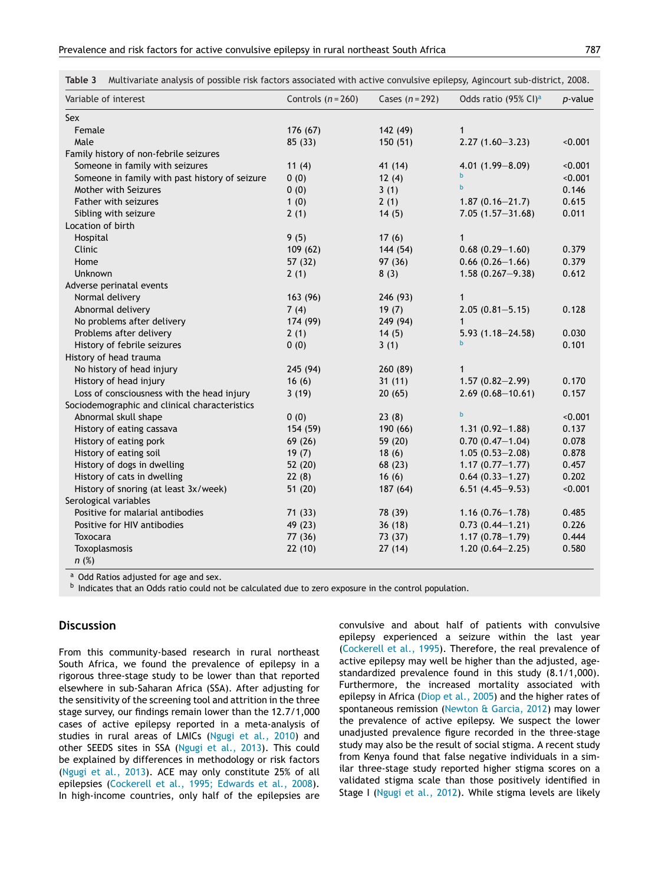**Table 3** Multivariate analysis of possible risk factors associated with active convulsive epilepsy, Agincourt sub-district, 2008.

| Variable of interest | Controls ($n = 260$) | Cases ($n = 292$) | Odds ratio (95% CI)[a] | $p$-value |
|---|---|---|---|---|
| Sex | | | | |
| Female | 176 (67) | 142 (49) | 1 | |
| Male | 85 (33) | 150 (51) | 2.27 (1.60–3.23) | <0.001 |
| Family history of non-febrile seizures | | | | |
| Someone in family with seizures | 11 (4) | 41 (14) | 4.01 (1.99–8.09) | <0.001 |
| Someone in family with past history of seizure | 0 (0) | 12 (4) | [b] | <0.001 |
| Mother with Seizures | 0 (0) | 3 (1) | [b] | 0.146 |
| Father with seizures | 1 (0) | 2 (1) | 1.87 (0.16–21.7) | 0.615 |
| Sibling with seizure | 2 (1) | 14 (5) | 7.05 (1.57–31.68) | 0.011 |
| Location of birth | | | | |
| Hospital | 9 (5) | 17 (6) | 1 | |
| Clinic | 109 (62) | 144 (54) | 0.68 (0.29–1.60) | 0.379 |
| Home | 57 (32) | 97 (36) | 0.66 (0.26–1.66) | 0.379 |
| Unknown | 2 (1) | 8 (3) | 1.58 (0.267–9.38) | 0.612 |
| Adverse perinatal events | | | | |
| Normal delivery | 163 (96) | 246 (93) | 1 | |
| Abnormal delivery | 7 (4) | 19 (7) | 2.05 (0.81–5.15) | 0.128 |
| No problems after delivery | 174 (99) | 249 (94) | 1 | |
| Problems after delivery | 2 (1) | 14 (5) | 5.93 (1.18–24.58) | 0.030 |
| History of febrile seizures | 0 (0) | 3 (1) | [b] | 0.101 |
| History of head trauma | | | | |
| No history of head injury | 245 (94) | 260 (89) | 1 | |
| History of head injury | 16 (6) | 31 (11) | 1.57 (0.82–2.99) | 0.170 |
| Loss of consciousness with the head injury | 3 (19) | 20 (65) | 2.69 (0.68–10.61) | 0.157 |
| Sociodemographic and clinical characteristics | | | | |
| Abnormal skull shape | 0 (0) | 23 (8) | [b] | <0.001 |
| History of eating cassava | 154 (59) | 190 (66) | 1.31 (0.92–1.88) | 0.137 |
| History of eating pork | 69 (26) | 59 (20) | 0.70 (0.47–1.04) | 0.078 |
| History of eating soil | 19 (7) | 18 (6) | 1.05 (0.53–2.08) | 0.878 |
| History of dogs in dwelling | 52 (20) | 68 (23) | 1.17 (0.77–1.77) | 0.457 |
| History of cats in dwelling | 22 (8) | 16 (6) | 0.64 (0.33–1.27) | 0.202 |
| History of snoring (at least 3x/week) | 51 (20) | 187 (64) | 6.51 (4.45–9.53) | <0.001 |
| Serological variables | | | | |
| Positive for malarial antibodies | 71 (33) | 78 (39) | 1.16 (0.76–1.78) | 0.485 |
| Positive for HIV antibodies | 49 (23) | 36 (18) | 0.73 (0.44–1.21) | 0.226 |
| Toxocara | 77 (36) | 73 (37) | 1.17 (0.78–1.79) | 0.444 |
| Toxoplasmosis | 22 (10) | 27 (14) | 1.20 (0.64–2.25) | 0.580 |
| $n$ (%) | | | | |

[a] Odd Ratios adjusted for age and sex.
[b] Indicates that an Odds ratio could not be calculated due to zero exposure in the control population.

## Discussion

From this community-based research in rural northeast South Africa, we found the prevalence of epilepsy in a rigorous three-stage study to be lower than that reported elsewhere in sub-Saharan Africa (SSA). After adjusting for the sensitivity of the screening tool and attrition in the three stage survey, our findings remain lower than the 12.7/1,000 cases of active epilepsy reported in a meta-analysis of studies in rural areas of LMICs (Ngugi et al., 2010) and other SEEDS sites in SSA (Ngugi et al., 2013). This could be explained by differences in methodology or risk factors (Ngugi et al., 2013). ACE may only constitute 25% of all epilepsies (Cockerell et al., 1995; Edwards et al., 2008). In high-income countries, only half of the epilepsies are convulsive and about half of patients with convulsive epilepsy experienced a seizure within the last year (Cockerell et al., 1995). Therefore, the real prevalence of active epilepsy may well be higher than the adjusted, age-standardized prevalence found in this study (8.1/1,000). Furthermore, the increased mortality associated with epilepsy in Africa (Diop et al., 2005) and the higher rates of spontaneous remission (Newton & Garcia, 2012) may lower the prevalence of active epilepsy. We suspect the lower unadjusted prevalence figure recorded in the three-stage study may also be the result of social stigma. A recent study from Kenya found that false negative individuals in a similar three-stage study reported higher stigma scores on a validated stigma scale than those positively identified in Stage I (Ngugi et al., 2012). While stigma levels are likely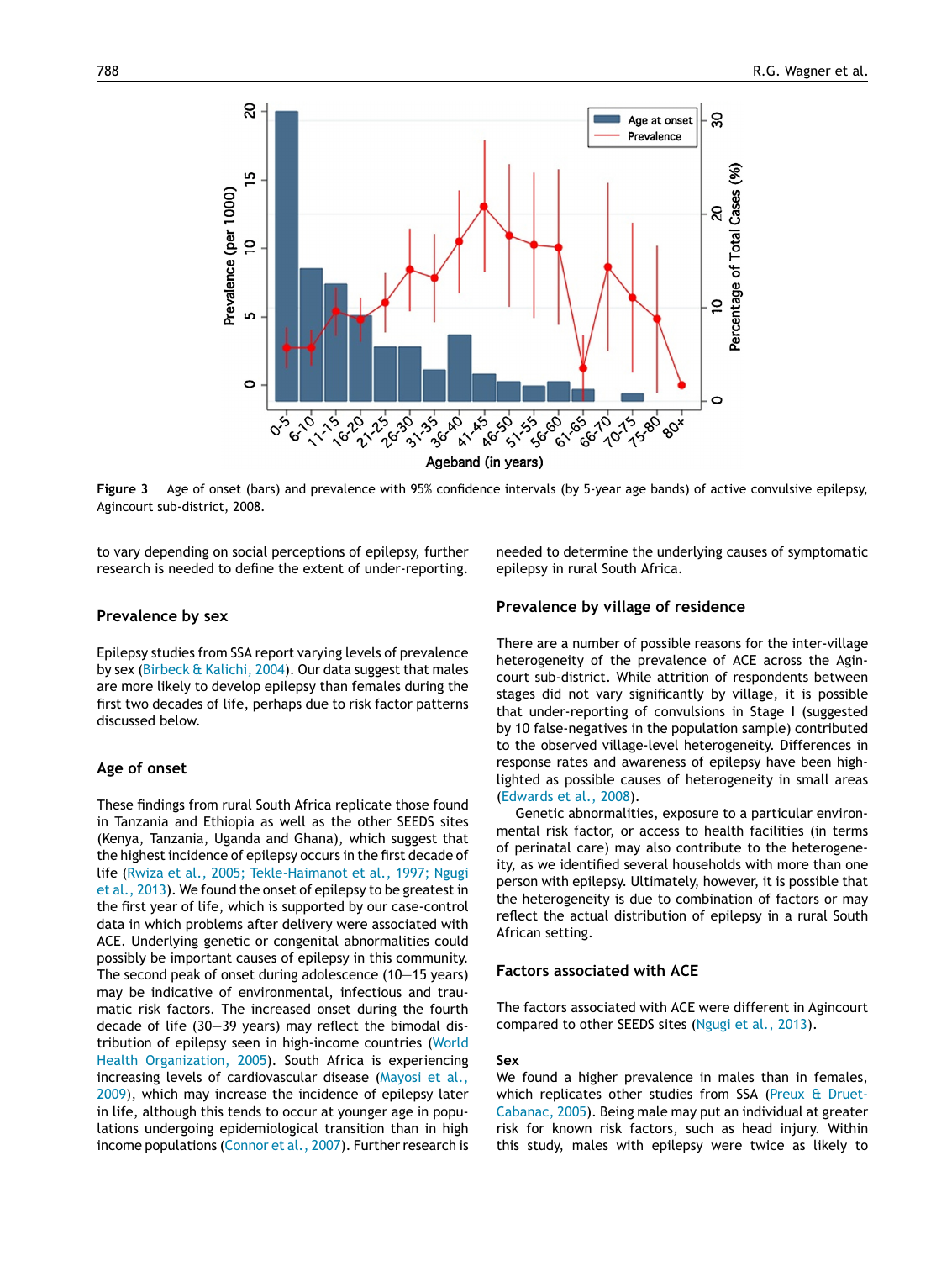**Figure 3** Age of onset (bars) and prevalence with 95% confidence intervals (by 5-year age bands) of active convulsive epilepsy, Agincourt sub-district, 2008.

to vary depending on social perceptions of epilepsy, further research is needed to define the extent of under-reporting.

## Prevalence by sex

Epilepsy studies from SSA report varying levels of prevalence by sex (Birbeck & Kalichi, 2004). Our data suggest that males are more likely to develop epilepsy than females during the first two decades of life, perhaps due to risk factor patterns discussed below.

## Age of onset

These findings from rural South Africa replicate those found in Tanzania and Ethiopia as well as the other SEEDS sites (Kenya, Tanzania, Uganda and Ghana), which suggest that the highest incidence of epilepsy occurs in the first decade of life (Rwiza et al., 2005; Tekle-Haimanot et al., 1997; Ngugi et al., 2013). We found the onset of epilepsy to be greatest in the first year of life, which is supported by our case-control data in which problems after delivery were associated with ACE. Underlying genetic or congenital abnormalities could possibly be important causes of epilepsy in this community. The second peak of onset during adolescence (10—15 years) may be indicative of environmental, infectious and traumatic risk factors. The increased onset during the fourth decade of life (30—39 years) may reflect the bimodal distribution of epilepsy seen in high-income countries (World Health Organization, 2005). South Africa is experiencing increasing levels of cardiovascular disease (Mayosi et al., 2009), which may increase the incidence of epilepsy later in life, although this tends to occur at younger age in populations undergoing epidemiological transition than in high income populations (Connor et al., 2007). Further research is needed to determine the underlying causes of symptomatic epilepsy in rural South Africa.

## Prevalence by village of residence

There are a number of possible reasons for the inter-village heterogeneity of the prevalence of ACE across the Agincourt sub-district. While attrition of respondents between stages did not vary significantly by village, it is possible that under-reporting of convulsions in Stage I (suggested by 10 false-negatives in the population sample) contributed to the observed village-level heterogeneity. Differences in response rates and awareness of epilepsy have been highlighted as possible causes of heterogeneity in small areas (Edwards et al., 2008).

Genetic abnormalities, exposure to a particular environmental risk factor, or access to health facilities (in terms of perinatal care) may also contribute to the heterogeneity, as we identified several households with more than one person with epilepsy. Ultimately, however, it is possible that the heterogeneity is due to combination of factors or may reflect the actual distribution of epilepsy in a rural South African setting.

## Factors associated with ACE

The factors associated with ACE were different in Agincourt compared to other SEEDS sites (Ngugi et al., 2013).

### Sex

We found a higher prevalence in males than in females, which replicates other studies from SSA (Preux & Druet-Cabanac, 2005). Being male may put an individual at greater risk for known risk factors, such as head injury. Within this study, males with epilepsy were twice as likely to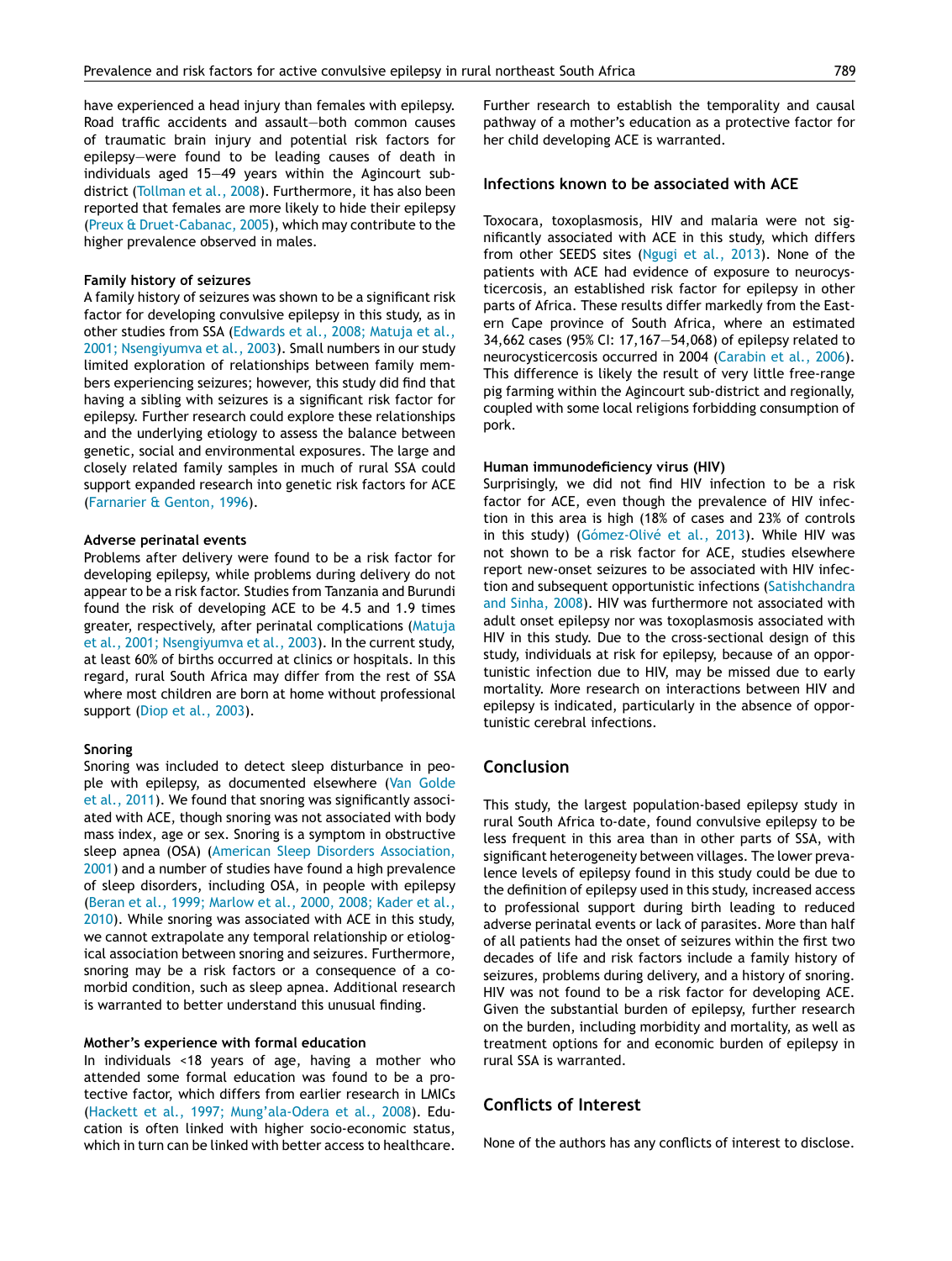have experienced a head injury than females with epilepsy. Road traffic accidents and assault—both common causes of traumatic brain injury and potential risk factors for epilepsy—were found to be leading causes of death in individuals aged 15—49 years within the Agincourt sub-district (Tollman et al., 2008). Furthermore, it has also been reported that females are more likely to hide their epilepsy (Preux & Druet-Cabanac, 2005), which may contribute to the higher prevalence observed in males.

#### Family history of seizures

A family history of seizures was shown to be a significant risk factor for developing convulsive epilepsy in this study, as in other studies from SSA (Edwards et al., 2008; Matuja et al., 2001; Nsengiyumva et al., 2003). Small numbers in our study limited exploration of relationships between family members experiencing seizures; however, this study did find that having a sibling with seizures is a significant risk factor for epilepsy. Further research could explore these relationships and the underlying etiology to assess the balance between genetic, social and environmental exposures. The large and closely related family samples in much of rural SSA could support expanded research into genetic risk factors for ACE (Farnarier & Genton, 1996).

#### Adverse perinatal events

Problems after delivery were found to be a risk factor for developing epilepsy, while problems during delivery do not appear to be a risk factor. Studies from Tanzania and Burundi found the risk of developing ACE to be 4.5 and 1.9 times greater, respectively, after perinatal complications (Matuja et al., 2001; Nsengiyumva et al., 2003). In the current study, at least 60% of births occurred at clinics or hospitals. In this regard, rural South Africa may differ from the rest of SSA where most children are born at home without professional support (Diop et al., 2003).

#### Snoring

Snoring was included to detect sleep disturbance in people with epilepsy, as documented elsewhere (Van Golde et al., 2011). We found that snoring was significantly associated with ACE, though snoring was not associated with body mass index, age or sex. Snoring is a symptom in obstructive sleep apnea (OSA) (American Sleep Disorders Association, 2001) and a number of studies have found a high prevalence of sleep disorders, including OSA, in people with epilepsy (Beran et al., 1999; Marlow et al., 2000, 2008; Kader et al., 2010). While snoring was associated with ACE in this study, we cannot extrapolate any temporal relationship or etiological association between snoring and seizures. Furthermore, snoring may be a risk factors or a consequence of a co-morbid condition, such as sleep apnea. Additional research is warranted to better understand this unusual finding.

#### Mother's experience with formal education

In individuals <18 years of age, having a mother who attended some formal education was found to be a protective factor, which differs from earlier research in LMICs (Hackett et al., 1997; Mung'ala-Odera et al., 2008). Education is often linked with higher socio-economic status, which in turn can be linked with better access to healthcare. Further research to establish the temporality and causal pathway of a mother's education as a protective factor for her child developing ACE is warranted.

### Infections known to be associated with ACE

Toxocara, toxoplasmosis, HIV and malaria were not significantly associated with ACE in this study, which differs from other SEEDS sites (Ngugi et al., 2013). None of the patients with ACE had evidence of exposure to neurocysticercosis, an established risk factor for epilepsy in other parts of Africa. These results differ markedly from the Eastern Cape province of South Africa, where an estimated 34,662 cases (95% CI: 17,167—54,068) of epilepsy related to neurocysticercosis occurred in 2004 (Carabin et al., 2006). This difference is likely the result of very little free-range pig farming within the Agincourt sub-district and regionally, coupled with some local religions forbidding consumption of pork.

#### Human immunodeficiency virus (HIV)

Surprisingly, we did not find HIV infection to be a risk factor for ACE, even though the prevalence of HIV infection in this area is high (18% of cases and 23% of controls in this study) (Gómez-Olivé et al., 2013). While HIV was not shown to be a risk factor for ACE, studies elsewhere report new-onset seizures to be associated with HIV infection and subsequent opportunistic infections (Satishchandra and Sinha, 2008). HIV was furthermore not associated with adult onset epilepsy nor was toxoplasmosis associated with HIV in this study. Due to the cross-sectional design of this study, individuals at risk for epilepsy, because of an opportunistic infection due to HIV, may be missed due to early mortality. More research on interactions between HIV and epilepsy is indicated, particularly in the absence of opportunistic cerebral infections.

## Conclusion

This study, the largest population-based epilepsy study in rural South Africa to-date, found convulsive epilepsy to be less frequent in this area than in other parts of SSA, with significant heterogeneity between villages. The lower prevalence levels of epilepsy found in this study could be due to the definition of epilepsy used in this study, increased access to professional support during birth leading to reduced adverse perinatal events or lack of parasites. More than half of all patients had the onset of seizures within the first two decades of life and risk factors include a family history of seizures, problems during delivery, and a history of snoring. HIV was not found to be a risk factor for developing ACE. Given the substantial burden of epilepsy, further research on the burden, including morbidity and mortality, as well as treatment options for and economic burden of epilepsy in rural SSA is warranted.

## Conflicts of Interest

None of the authors has any conflicts of interest to disclose.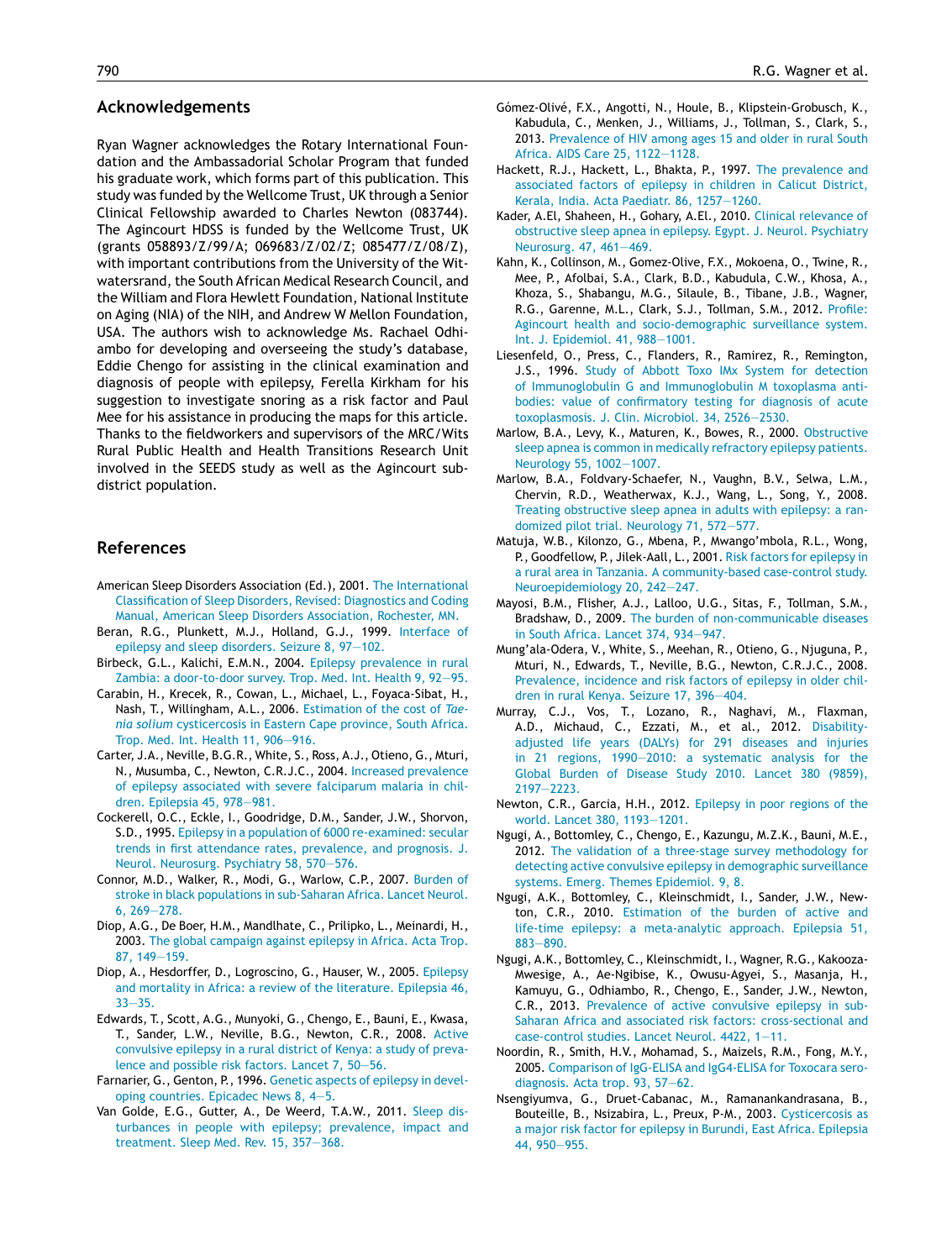## Acknowledgements

Ryan Wagner acknowledges the Rotary International Foundation and the Ambassadorial Scholar Program that funded his graduate work, which forms part of this publication. This study was funded by the Wellcome Trust, UK through a Senior Clinical Fellowship awarded to Charles Newton (083744). The Agincourt HDSS is funded by the Wellcome Trust, UK (grants 058893/Z/99/A; 069683/Z/02/Z; 085477/Z/08/Z), with important contributions from the University of the Witwatersrand, the South African Medical Research Council, and the William and Flora Hewlett Foundation, National Institute on Aging (NIA) of the NIH, and Andrew W Mellon Foundation, USA. The authors wish to acknowledge Ms. Rachael Odhiambo for developing and overseeing the study's database, Eddie Chengo for assisting in the clinical examination and diagnosis of people with epilepsy, Ferella Kirkham for his suggestion to investigate snoring as a risk factor and Paul Mee for his assistance in producing the maps for this article. Thanks to the fieldworkers and supervisors of the MRC/Wits Rural Public Health and Health Transitions Research Unit involved in the SEEDS study as well as the Agincourt subdistrict population.

## References

American Sleep Disorders Association (Ed.), 2001. The International Classification of Sleep Disorders, Revised: Diagnostics and Coding Manual, American Sleep Disorders Association, Rochester, MN.

Beran, R.G., Plunkett, M.J., Holland, G.J., 1999. Interface of epilepsy and sleep disorders. Seizure 8, 97—102.

Birbeck, G.L., Kalichi, E.M.N., 2004. Epilepsy prevalence in rural Zambia: a door-to-door survey. Trop. Med. Int. Health 9, 92—95.

Carabin, H., Krecek, R., Cowan, L., Michael, L., Foyaca-Sibat, H., Nash, T., Willingham, A.L., 2006. Estimation of the cost of *Taenia solium* cysticercosis in Eastern Cape province, South Africa. Trop. Med. Int. Health 11, 906—916.

Carter, J.A., Neville, B.G.R., White, S., Ross, A.J., Otieno, G., Mturi, N., Musumba, C., Newton, C.R.J.C., 2004. Increased prevalence of epilepsy associated with severe falciparum malaria in children. Epilepsia 45, 978—981.

Cockerell, O.C., Eckle, I., Goodridge, D.M., Sander, J.W., Shorvon, S.D., 1995. Epilepsy in a population of 6000 re-examined: secular trends in first attendance rates, prevalence, and prognosis. J. Neurol. Neurosurg. Psychiatry 58, 570—576.

Connor, M.D., Walker, R., Modi, G., Warlow, C.P., 2007. Burden of stroke in black populations in sub-Saharan Africa. Lancet Neurol. 6, 269—278.

Diop, A.G., De Boer, H.M., Mandlhate, C., Prilipko, L., Meinardi, H., 2003. The global campaign against epilepsy in Africa. Acta Trop. 87, 149—159.

Diop, A., Hesdorffer, D., Logroscino, G., Hauser, W., 2005. Epilepsy and mortality in Africa: a review of the literature. Epilepsia 46, 33—35.

Edwards, T., Scott, A.G., Munyoki, G., Chengo, E., Bauni, E., Kwasa, T., Sander, L.W., Neville, B.G., Newton, C.R., 2008. Active convulsive epilepsy in a rural district of Kenya: a study of prevalence and possible risk factors. Lancet 7, 50—56.

Farnarier, G., Genton, P., 1996. Genetic aspects of epilepsy in developing countries. Epicadec News 8, 4—5.

Van Golde, E.G., Gutter, A., De Weerd, T.A.W., 2011. Sleep disturbances in people with epilepsy; prevalence, impact and treatment. Sleep Med. Rev. 15, 357—368.

Gómez-Olivé, F.X., Angotti, N., Houle, B., Klipstein-Grobusch, K., Kabudula, C., Menken, J., Williams, J., Tollman, S., Clark, S., 2013. Prevalence of HIV among ages 15 and older in rural South Africa. AIDS Care 25, 1122—1128.

Hackett, R.J., Hackett, L., Bhakta, P., 1997. The prevalence and associated factors of epilepsy in children in Calicut District, Kerala, India. Acta Paediatr. 86, 1257—1260.

Kader, A.El, Shaheen, H., Gohary, A.El., 2010. Clinical relevance of obstructive sleep apnea in epilepsy. Egypt. J. Neurol. Psychiatry Neurosurg. 47, 461—469.

Kahn, K., Collinson, M., Gomez-Olive, F.X., Mokoena, O., Twine, R., Mee, P., Afolbai, S.A., Clark, B.D., Kabudula, C.W., Khosa, A., Khoza, S., Shabangu, M.G., Silaule, B., Tibane, J.B., Wagner, R.G., Garenne, M.L., Clark, S.J., Tollman, S.M., 2012. Profile: Agincourt health and socio-demographic surveillance system. Int. J. Epidemiol. 41, 988—1001.

Liesenfeld, O., Press, C., Flanders, R., Ramirez, R., Remington, J.S., 1996. Study of Abbott Toxo IMx System for detection of Immunoglobulin G and Immunoglobulin M toxoplasma antibodies: value of confirmatory testing for diagnosis of acute toxoplasmosis. J. Clin. Microbiol. 34, 2526—2530.

Marlow, B.A., Levy, K., Maturen, K., Bowes, R., 2000. Obstructive sleep apnea is common in medically refractory epilepsy patients. Neurology 55, 1002—1007.

Marlow, B.A., Foldvary-Schaefer, N., Vaughn, B.V., Selwa, L.M., Chervin, R.D., Weatherwax, K.J., Wang, L., Song, Y., 2008. Treating obstructive sleep apnea in adults with epilepsy: a randomized pilot trial. Neurology 71, 572—577.

Matuja, W.B., Kilonzo, G., Mbena, P., Mwango'mbola, R.L., Wong, P., Goodfellow, P., Jilek-Aall, L., 2001. Risk factors for epilepsy in a rural area in Tanzania. A community-based case-control study. Neuroepidemiology 20, 242—247.

Mayosi, B.M., Flisher, A.J., Lalloo, U.G., Sitas, F., Tollman, S.M., Bradshaw, D., 2009. The burden of non-communicable diseases in South Africa. Lancet 374, 934—947.

Mung'ala-Odera, V., White, S., Meehan, R., Otieno, G., Njuguna, P., Mturi, N., Edwards, T., Neville, B.G., Newton, C.R.J.C., 2008. Prevalence, incidence and risk factors of epilepsy in older children in rural Kenya. Seizure 17, 396—404.

Murray, C.J., Vos, T., Lozano, R., Naghavi, M., Flaxman, A.D., Michaud, C., Ezzati, M., et al., 2012. Disability-adjusted life years (DALYs) for 291 diseases and injuries in 21 regions, 1990—2010: a systematic analysis for the Global Burden of Disease Study 2010. Lancet 380 (9859), 2197—2223.

Newton, C.R., Garcia, H.H., 2012. Epilepsy in poor regions of the world. Lancet 380, 1193—1201.

Ngugi, A., Bottomley, C., Chengo, E., Kazungu, M.Z.K., Bauni, M.E., 2012. The validation of a three-stage survey methodology for detecting active convulsive epilepsy in demographic surveillance systems. Emerg. Themes Epidemiol. 9, 8.

Ngugi, A.K., Bottomley, C., Kleinschmidt, I., Sander, J.W., Newton, C.R., 2010. Estimation of the burden of active and life-time epilepsy: a meta-analytic approach. Epilepsia 51, 883—890.

Ngugi, A.K., Bottomley, C., Kleinschmidt, I., Wagner, R.G., Kakooza-Mwesige, A., Ae-Ngibise, K., Owusu-Agyei, S., Masanja, H., Kamuyu, G., Odhiambo, R., Chengo, E., Sander, J.W., Newton, C.R., 2013. Prevalence of active convulsive epilepsy in sub-Saharan Africa and associated risk factors: cross-sectional and case-control studies. Lancet Neurol. 4422, 1—11.

Noordin, R., Smith, H.V., Mohamad, S., Maizels, R.M., Fong, M.Y., 2005. Comparison of IgG-ELISA and IgG4-ELISA for Toxocara serodiagnosis. Acta trop. 93, 57—62.

Nsengiyumva, G., Druet-Cabanac, M., Ramanankandrasana, B., Bouteille, B., Nsizabira, L., Preux, P-M., 2003. Cysticercosis as a major risk factor for epilepsy in Burundi, East Africa. Epilepsia 44, 950—955.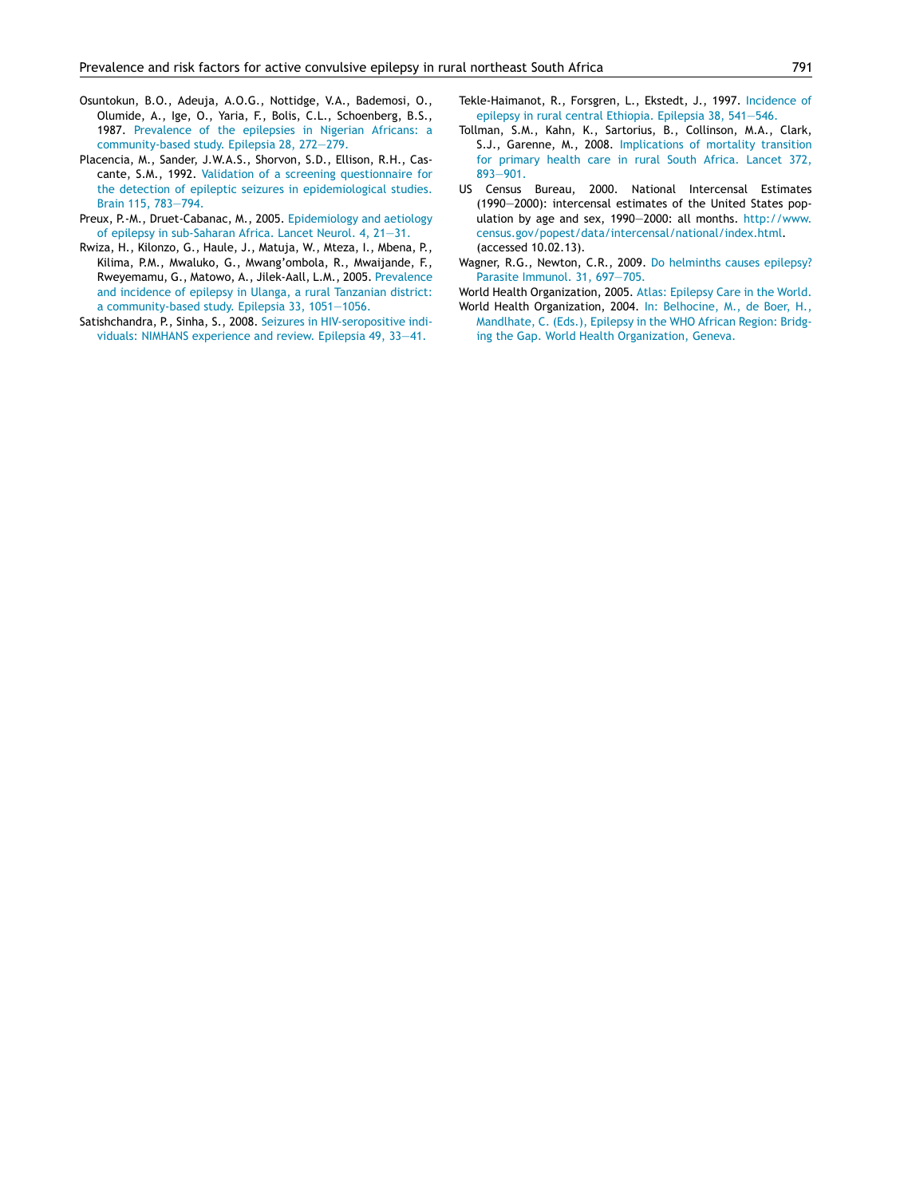Osuntokun, B.O., Adeuja, A.O.G., Nottidge, V.A., Bademosi, O., Olumide, A., Ige, O., Yaria, F., Bolis, C.L., Schoenberg, B.S., 1987. Prevalence of the epilepsies in Nigerian Africans: a community-based study. Epilepsia 28, 272—279.

Placencia, M., Sander, J.W.A.S., Shorvon, S.D., Ellison, R.H., Cascante, S.M., 1992. Validation of a screening questionnaire for the detection of epileptic seizures in epidemiological studies. Brain 115, 783—794.

Preux, P.-M., Druet-Cabanac, M., 2005. Epidemiology and aetiology of epilepsy in sub-Saharan Africa. Lancet Neurol. 4, 21—31.

Rwiza, H., Kilonzo, G., Haule, J., Matuja, W., Mteza, I., Mbena, P., Kilima, P.M., Mwaluko, G., Mwang'ombola, R., Mwaijande, F., Rweyemamu, G., Matowo, A., Jilek-Aall, L.M., 2005. Prevalence and incidence of epilepsy in Ulanga, a rural Tanzanian district: a community-based study. Epilepsia 33, 1051—1056.

Satishchandra, P., Sinha, S., 2008. Seizures in HIV-seropositive individuals: NIMHANS experience and review. Epilepsia 49, 33—41.

Tekle-Haimanot, R., Forsgren, L., Ekstedt, J., 1997. Incidence of epilepsy in rural central Ethiopia. Epilepsia 38, 541—546.

Tollman, S.M., Kahn, K., Sartorius, B., Collinson, M.A., Clark, S.J., Garenne, M., 2008. Implications of mortality transition for primary health care in rural South Africa. Lancet 372, 893—901.

US Census Bureau, 2000. National Intercensal Estimates (1990—2000): intercensal estimates of the United States population by age and sex, 1990—2000: all months. http://www.census.gov/popest/data/intercensal/national/index.html. (accessed 10.02.13).

Wagner, R.G., Newton, C.R., 2009. Do helminths causes epilepsy? Parasite Immunol. 31, 697—705.

World Health Organization, 2005. Atlas: Epilepsy Care in the World.

World Health Organization, 2004. In: Belhocine, M., de Boer, H., Mandlhate, C. (Eds.), Epilepsy in the WHO African Region: Bridging the Gap. World Health Organization, Geneva.